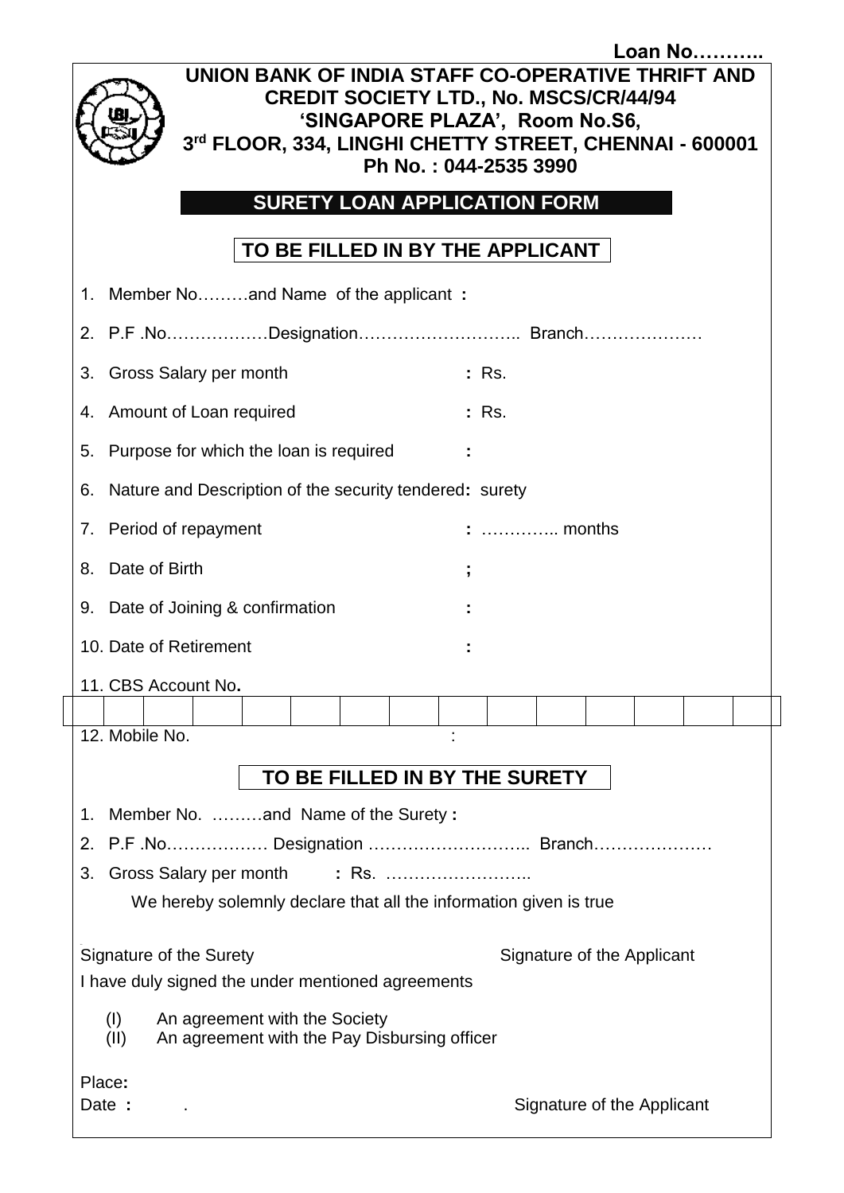**Loan No………..**

# UNION BANK OF INDIA STAFF CO-OPERATIVE THRIFT AND CREDIT SOCIETY LTD., No. MSCS/CR/44/94

**'SINGAPORE PLAZA', Room No.S6,**
**3rd FLOOR, 334, LINGHI CHETTY STREET, CHENNAI - 600001**
**Ph No. : 044-2535 3990**

## SURETY LOAN APPLICATION FORM

### TO BE FILLED IN BY THE APPLICANT

1. Member No………and Name of the applicant **:**
2. P.F .No………………Designation……………………….. Branch…………………
3. Gross Salary per month **:** Rs.
4. Amount of Loan required **:** Rs.
5. Purpose for which the loan is required **:**
6. Nature and Description of the security tendered**:** surety
7. Period of repayment **:** ………….. months
8. Date of Birth **;**
9. Date of Joining & confirmation **:**
10. Date of Retirement **:**
11. CBS Account No**.**

| | | | | | | | | | | | | | | |
|---|---|---|---|---|---|---|---|---|---|---|---|---|---|---|
| | | | | | | | | | | | | | | |

12. Mobile No. :

### TO BE FILLED IN BY THE SURETY

1. Member No. ………and Name of the Surety **:**
2. P.F .No……………… Designation ……………………….. Branch…………………
3. Gross Salary per month **:** Rs. ……………………..

We hereby solemnly declare that all the information given is true

Signature of the Surety Signature of the Applicant

I have duly signed the under mentioned agreements

(I) An agreement with the Society
(II) An agreement with the Pay Disbursing officer

Place**:**

Date **:** .

Signature of the Applicant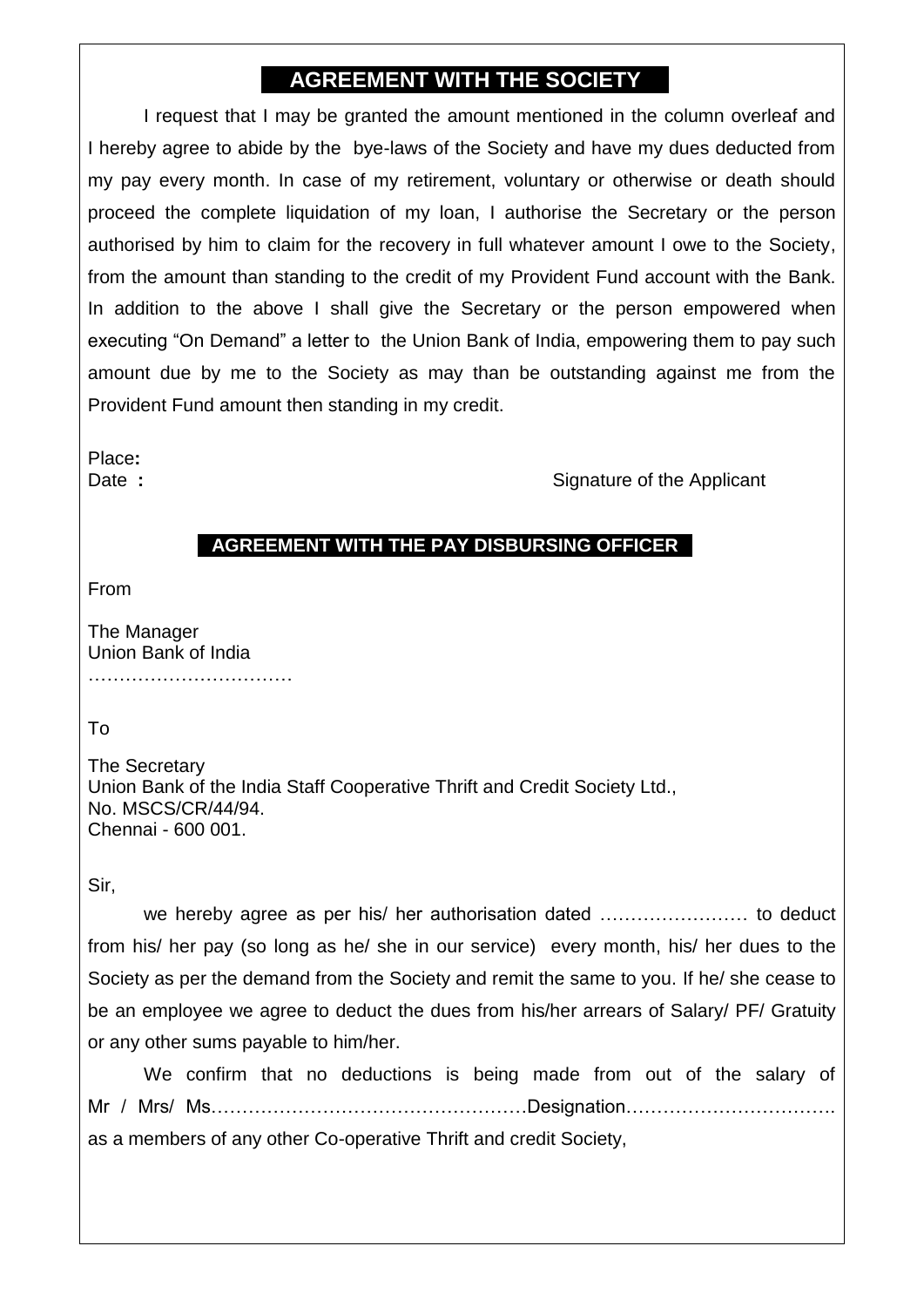## AGREEMENT WITH THE SOCIETY

I request that I may be granted the amount mentioned in the column overleaf and I hereby agree to abide by the bye-laws of the Society and have my dues deducted from my pay every month. In case of my retirement, voluntary or otherwise or death should proceed the complete liquidation of my loan, I authorise the Secretary or the person authorised by him to claim for the recovery in full whatever amount I owe to the Society, from the amount than standing to the credit of my Provident Fund account with the Bank. In addition to the above I shall give the Secretary or the person empowered when executing "On Demand" a letter to the Union Bank of India, empowering them to pay such amount due by me to the Society as may than be outstanding against me from the Provident Fund amount then standing in my credit.

Place**:**
Date **:** Signature of the Applicant

## AGREEMENT WITH THE PAY DISBURSING OFFICER

From

The Manager
Union Bank of India
……………………………

To

The Secretary
Union Bank of the India Staff Cooperative Thrift and Credit Society Ltd.,
No. MSCS/CR/44/94.
Chennai - 600 001.

Sir,

we hereby agree as per his/ her authorisation dated …………………… to deduct from his/ her pay (so long as he/ she in our service) every month, his/ her dues to the Society as per the demand from the Society and remit the same to you. If he/ she cease to be an employee we agree to deduct the dues from his/her arrears of Salary/ PF/ Gratuity or any other sums payable to him/her.

We confirm that no deductions is being made from out of the salary of Mr / Mrs/ Ms……………………………………………Designation……………………………. as a members of any other Co-operative Thrift and credit Society,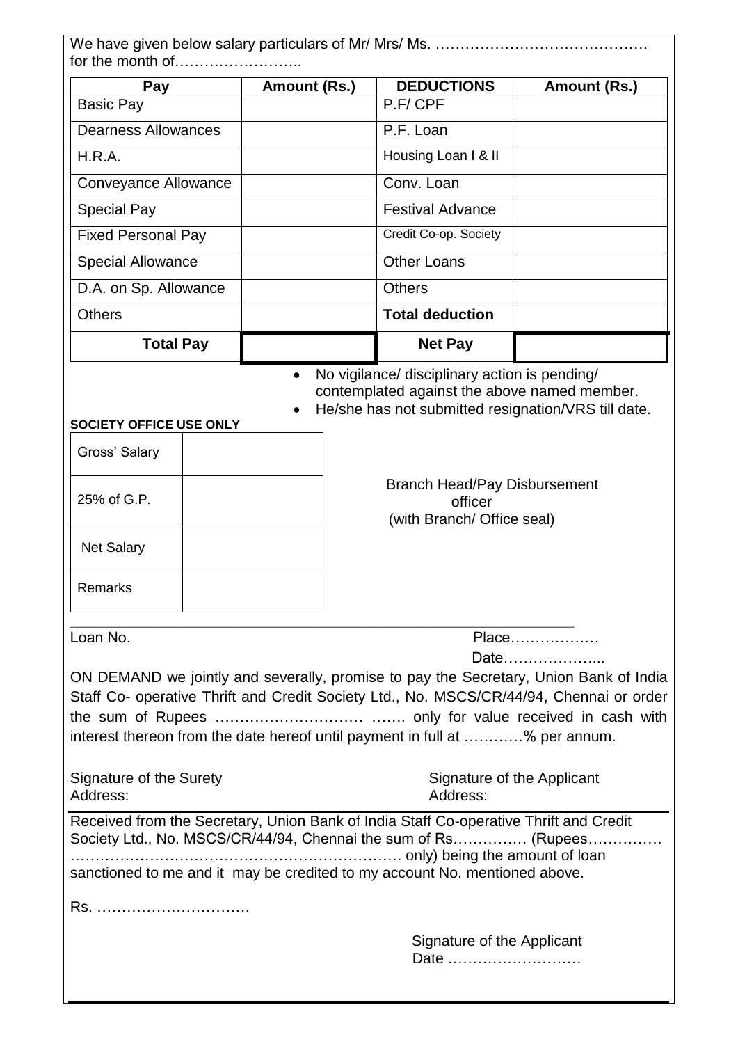We have given below salary particulars of Mr/ Mrs/ Ms. ……………………………………. for the month of……………………..

| Pay | Amount (Rs.) | DEDUCTIONS | Amount (Rs.) |
|---|---|---|---|
| Basic Pay | | P.F/ CPF | |
| Dearness Allowances | | P.F. Loan | |
| H.R.A. | | Housing Loan I & II | |
| Conveyance Allowance | | Conv. Loan | |
| Special Pay | | Festival Advance | |
| Fixed Personal Pay | | Credit Co-op. Society | |
| Special Allowance | | Other Loans | |
| D.A. on Sp. Allowance | | Others | |
| Others | | **Total deduction** | |
| **Total Pay** | | **Net Pay** | |

- No vigilance/ disciplinary action is pending/ contemplated against the above named member.
- He/she has not submitted resignation/VRS till date.

**SOCIETY OFFICE USE ONLY**

| Gross' Salary | |
|---|---|
| 25% of G.P. | |
| Net Salary | |
| Remarks | |

Branch Head/Pay Disbursement officer
(with Branch/ Office seal)

---

Loan No.

Place………………
Date………………...

ON DEMAND we jointly and severally, promise to pay the Secretary, Union Bank of India Staff Co- operative Thrift and Credit Society Ltd., No. MSCS/CR/44/94, Chennai or order the sum of Rupees ………………………… ……. only for value received in cash with interest thereon from the date hereof until payment in full at …………% per annum.

Signature of the Surety
Address:

Signature of the Applicant
Address:

---

Received from the Secretary, Union Bank of India Staff Co-operative Thrift and Credit Society Ltd., No. MSCS/CR/44/94, Chennai the sum of Rs…………… (Rupees…………… ………………………………………………………… only) being the amount of loan sanctioned to me and it may be credited to my account No. mentioned above.

Rs. …………………………

Signature of the Applicant
Date ………………………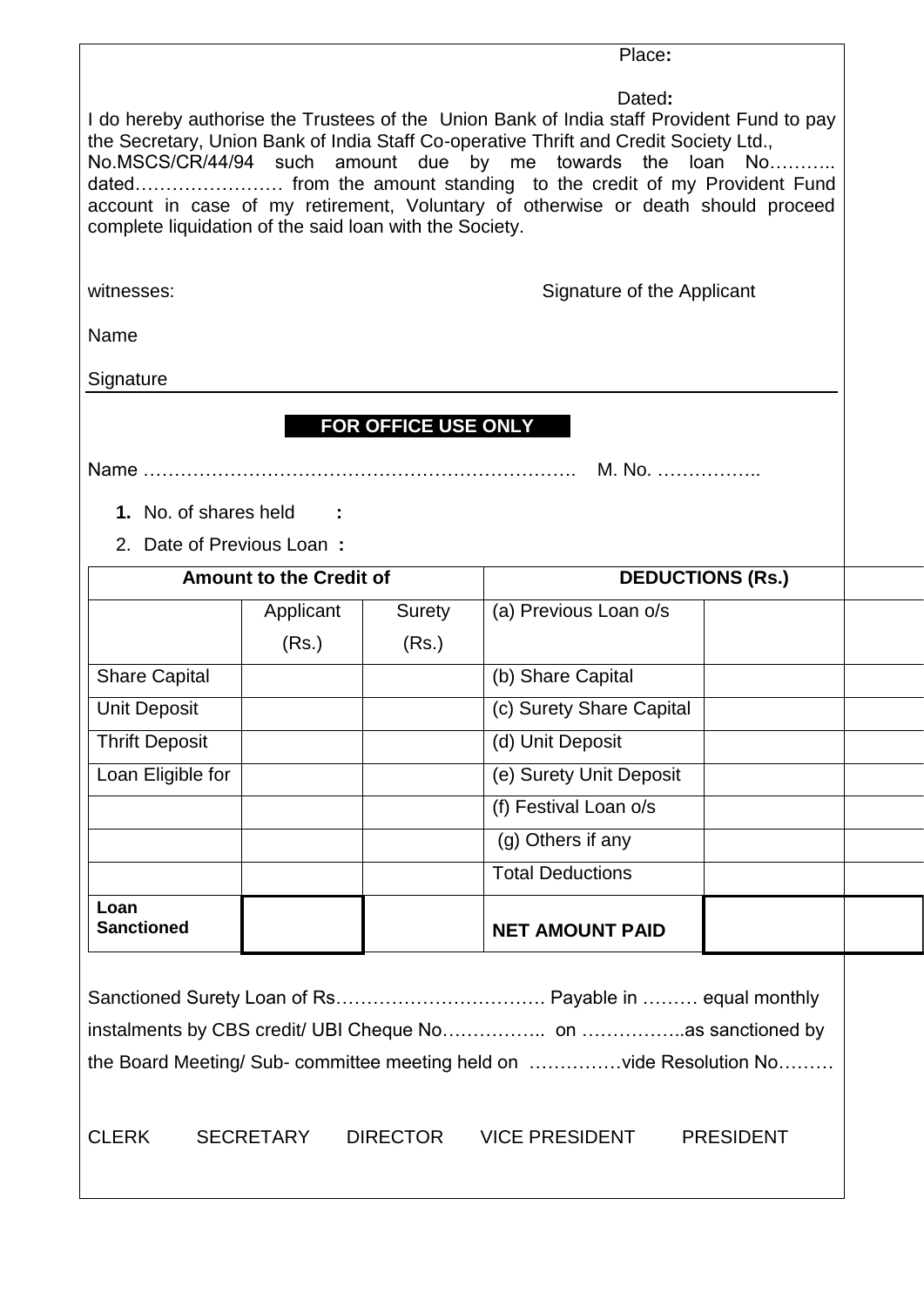Place:

Dated:

I do hereby authorise the Trustees of the Union Bank of India staff Provident Fund to pay the Secretary, Union Bank of India Staff Co-operative Thrift and Credit Society Ltd., No.MSCS/CR/44/94 such amount due by me towards the loan No……….. dated…………………… from the amount standing to the credit of my Provident Fund account in case of my retirement, Voluntary of otherwise or death should proceed complete liquidation of the said loan with the Society.

witnesses: Signature of the Applicant

Name

Signature

**FOR OFFICE USE ONLY**

Name ……………………………………………………………. M. No. ……………..

1. No. of shares held :
2. Date of Previous Loan :

| Amount to the Credit of | | | DEDUCTIONS (Rs.) | | |
|---|---|---|---|---|---|
| | Applicant (Rs.) | Surety (Rs.) | (a) Previous Loan o/s | | |
| Share Capital | | | (b) Share Capital | | |
| Unit Deposit | | | (c) Surety Share Capital | | |
| Thrift Deposit | | | (d) Unit Deposit | | |
| Loan Eligible for | | | (e) Surety Unit Deposit | | |
| | | | (f) Festival Loan o/s | | |
| | | | (g) Others if any | | |
| | | | Total Deductions | | |
| **Loan Sanctioned** | | | **NET AMOUNT PAID** | | |

Sanctioned Surety Loan of Rs……………………………. Payable in ……… equal monthly instalments by CBS credit/ UBI Cheque No…………….. on ……………..as sanctioned by the Board Meeting/ Sub- committee meeting held on ……………vide Resolution No………

CLERK SECRETARY DIRECTOR VICE PRESIDENT PRESIDENT